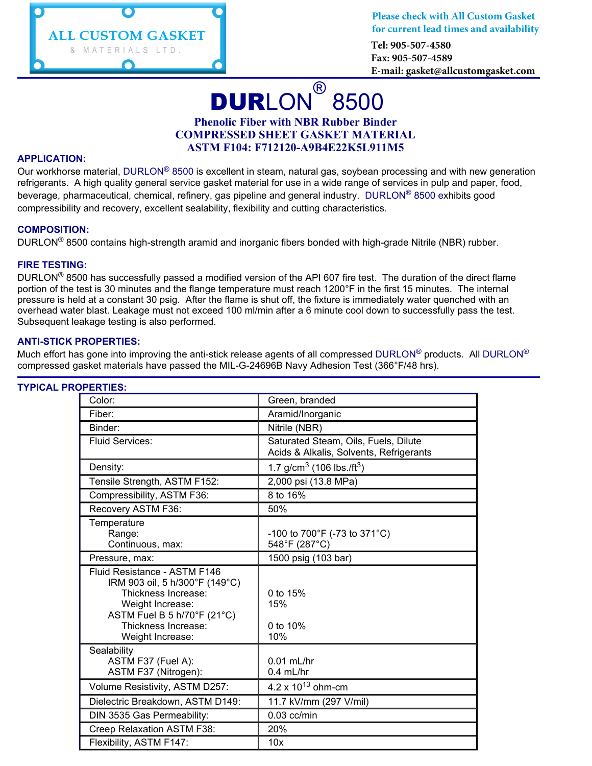ALL CUSTOM GASKET
& MATERIALS LTD.

Please check with All Custom Gasket for current lead times and availability

Tel: 905-507-4580
Fax: 905-507-4589
E-mail: gasket@allcustomgasket.com

# DURLON® 8500

## Phenolic Fiber with NBR Rubber Binder
## COMPRESSED SHEET GASKET MATERIAL
## ASTM F104: F712120-A9B4E22K5L911M5

### APPLICATION:

Our workhorse material, DURLON® 8500 is excellent in steam, natural gas, soybean processing and with new generation refrigerants. A high quality general service gasket material for use in a wide range of services in pulp and paper, food, beverage, pharmaceutical, chemical, refinery, gas pipeline and general industry. DURLON® 8500 exhibits good compressibility and recovery, excellent sealability, flexibility and cutting characteristics.

### COMPOSITION:

DURLON® 8500 contains high-strength aramid and inorganic fibers bonded with high-grade Nitrile (NBR) rubber.

### FIRE TESTING:

DURLON® 8500 has successfully passed a modified version of the API 607 fire test. The duration of the direct flame portion of the test is 30 minutes and the flange temperature must reach 1200°F in the first 15 minutes. The internal pressure is held at a constant 30 psig. After the flame is shut off, the fixture is immediately water quenched with an overhead water blast. Leakage must not exceed 100 ml/min after a 6 minute cool down to successfully pass the test. Subsequent leakage testing is also performed.

### ANTI-STICK PROPERTIES:

Much effort has gone into improving the anti-stick release agents of all compressed DURLON® products. All DURLON® compressed gasket materials have passed the MIL-G-24696B Navy Adhesion Test (366°F/48 hrs).

### TYPICAL PROPERTIES:

| Property | Value |
|---|---|
| Color: | Green, branded |
| Fiber: | Aramid/Inorganic |
| Binder: | Nitrile (NBR) |
| Fluid Services: | Saturated Steam, Oils, Fuels, Dilute Acids & Alkalis, Solvents, Refrigerants |
| Density: | 1.7 g/cm$^3$ (106 lbs./ft$^3$) |
| Tensile Strength, ASTM F152: | 2,000 psi (13.8 MPa) |
| Compressibility, ASTM F36: | 8 to 16% |
| Recovery ASTM F36: | 50% |
| Temperature | |
| Range: | -100 to 700°F (-73 to 371°C) |
| Continuous, max: | 548°F (287°C) |
| Pressure, max: | 1500 psig (103 bar) |
| Fluid Resistance - ASTM F146 | |
| IRM 903 oil, 5 h/300°F (149°C) | |
| Thickness Increase: | 0 to 15% |
| Weight Increase: | 15% |
| ASTM Fuel B 5 h/70°F (21°C) | |
| Thickness Increase: | 0 to 10% |
| Weight Increase: | 10% |
| Sealability | |
| ASTM F37 (Fuel A): | 0.01 mL/hr |
| ASTM F37 (Nitrogen): | 0.4 mL/hr |
| Volume Resistivity, ASTM D257: | 4.2 x 10$^{13}$ ohm-cm |
| Dielectric Breakdown, ASTM D149: | 11.7 kV/mm (297 V/mil) |
| DIN 3535 Gas Permeability: | 0.03 cc/min |
| Creep Relaxation ASTM F38: | 20% |
| Flexibility, ASTM F147: | 10x |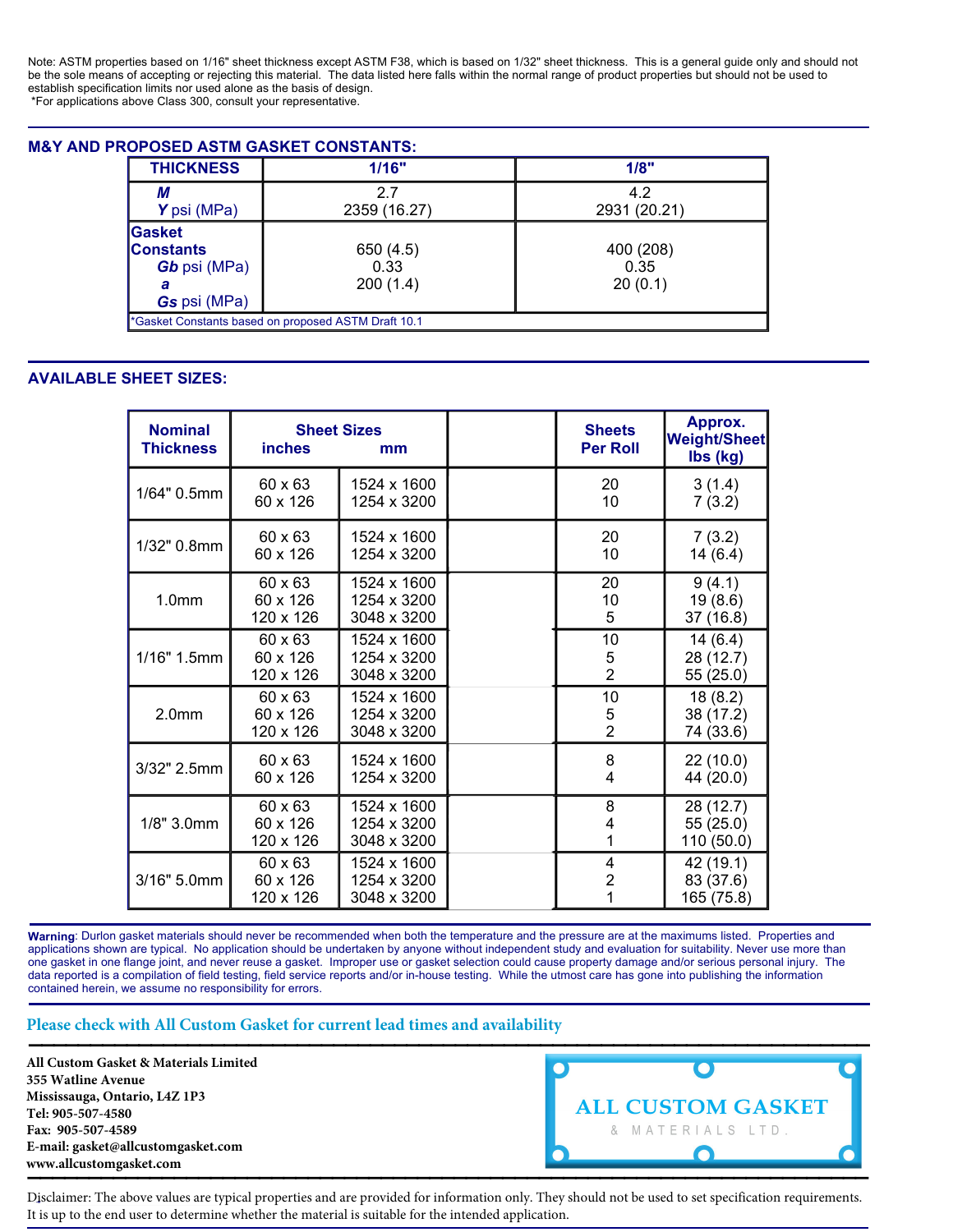Note: ASTM properties based on 1/16" sheet thickness except ASTM F38, which is based on 1/32" sheet thickness. This is a general guide only and should not be the sole means of accepting or rejecting this material. The data listed here falls within the normal range of product properties but should not be used to establish specification limits nor used alone as the basis of design.
*For applications above Class 300, consult your representative.

## M&Y AND PROPOSED ASTM GASKET CONSTANTS:

| THICKNESS | 1/16" | 1/8" |
|---|---|---|
| ***M***<br>***Y*** psi (MPa) | 2.7<br>2359 (16.27) | 4.2<br>2931 (20.21) |
| **Gasket Constants**<br>***Gb*** psi (MPa)<br>***a***<br>***Gs*** psi (MPa) | 650 (4.5)<br>0.33<br>200 (1.4) | 400 (208)<br>0.35<br>20 (0.1) |
| *Gasket Constants based on proposed ASTM Draft 10.1 | | |

## AVAILABLE SHEET SIZES:

| Nominal Thickness | Sheet Sizes inches | mm | | Sheets Per Roll | Approx. Weight/Sheet lbs (kg) |
|---|---|---|---|---|---|
| 1/64" 0.5mm | 60 x 63<br>60 x 126 | 1524 x 1600<br>1254 x 3200 | | 20<br>10 | 3 (1.4)<br>7 (3.2) |
| 1/32" 0.8mm | 60 x 63<br>60 x 126 | 1524 x 1600<br>1254 x 3200 | | 20<br>10 | 7 (3.2)<br>14 (6.4) |
| 1.0mm | 60 x 63<br>60 x 126<br>120 x 126 | 1524 x 1600<br>1254 x 3200<br>3048 x 3200 | | 20<br>10<br>5 | 9 (4.1)<br>19 (8.6)<br>37 (16.8) |
| 1/16" 1.5mm | 60 x 63<br>60 x 126<br>120 x 126 | 1524 x 1600<br>1254 x 3200<br>3048 x 3200 | | 10<br>5<br>2 | 14 (6.4)<br>28 (12.7)<br>55 (25.0) |
| 2.0mm | 60 x 63<br>60 x 126<br>120 x 126 | 1524 x 1600<br>1254 x 3200<br>3048 x 3200 | | 10<br>5<br>2 | 18 (8.2)<br>38 (17.2)<br>74 (33.6) |
| 3/32" 2.5mm | 60 x 63<br>60 x 126 | 1524 x 1600<br>1254 x 3200 | | 8<br>4 | 22 (10.0)<br>44 (20.0) |
| 1/8" 3.0mm | 60 x 63<br>60 x 126<br>120 x 126 | 1524 x 1600<br>1254 x 3200<br>3048 x 3200 | | 8<br>4<br>1 | 28 (12.7)<br>55 (25.0)<br>110 (50.0) |
| 3/16" 5.0mm | 60 x 63<br>60 x 126<br>120 x 126 | 1524 x 1600<br>1254 x 3200<br>3048 x 3200 | | 4<br>2<br>1 | 42 (19.1)<br>83 (37.6)<br>165 (75.8) |

**Warning**: Durlon gasket materials should never be recommended when both the temperature and the pressure are at the maximums listed. Properties and applications shown are typical. No application should be undertaken by anyone without independent study and evaluation for suitability. Never use more than one gasket in one flange joint, and never reuse a gasket. Improper use or gasket selection could cause property damage and/or serious personal injury. The data reported is a compilation of field testing, field service reports and/or in-house testing. While the utmost care has gone into publishing the information contained herein, we assume no responsibility for errors.

**Please check with All Custom Gasket for current lead times and availability**

**All Custom Gasket & Materials Limited**
**355 Watline Avenue**
**Mississauga, Ontario, L4Z 1P3**
**Tel: 905-507-4580**
**Fax: 905-507-4589**
**E-mail: gasket@allcustomgasket.com**
**www.allcustomgasket.com**

ALL CUSTOM GASKET
& MATERIALS LTD.

Disclaimer: The above values are typical properties and are provided for information only. They should not be used to set specification requirements. It is up to the end user to determine whether the material is suitable for the intended application.